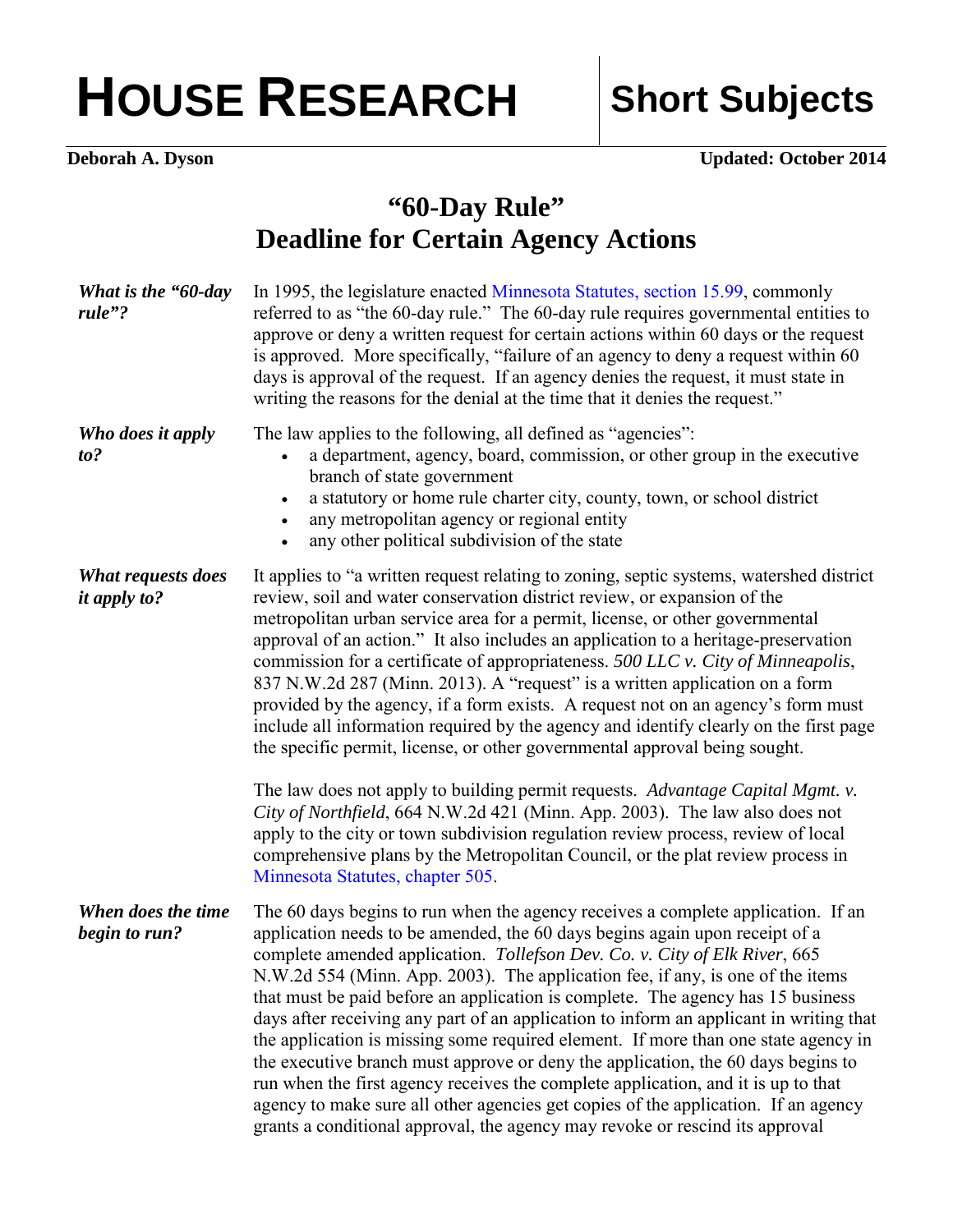# HOUSE RESEARCH | Short Subjects

**Deborah A. Dyson** **Updated: October 2014**

## "60-Day Rule" Deadline for Certain Agency Actions

***What is the "60-day rule"?***

In 1995, the legislature enacted Minnesota Statutes, section 15.99, commonly referred to as "the 60-day rule." The 60-day rule requires governmental entities to approve or deny a written request for certain actions within 60 days or the request is approved. More specifically, "failure of an agency to deny a request within 60 days is approval of the request. If an agency denies the request, it must state in writing the reasons for the denial at the time that it denies the request."

***Who does it apply to?***

The law applies to the following, all defined as "agencies":

- a department, agency, board, commission, or other group in the executive branch of state government
- a statutory or home rule charter city, county, town, or school district
- any metropolitan agency or regional entity
- any other political subdivision of the state

***What requests does it apply to?***

It applies to "a written request relating to zoning, septic systems, watershed district review, soil and water conservation district review, or expansion of the metropolitan urban service area for a permit, license, or other governmental approval of an action." It also includes an application to a heritage-preservation commission for a certificate of appropriateness. *500 LLC v. City of Minneapolis*, 837 N.W.2d 287 (Minn. 2013). A "request" is a written application on a form provided by the agency, if a form exists. A request not on an agency's form must include all information required by the agency and identify clearly on the first page the specific permit, license, or other governmental approval being sought.

The law does not apply to building permit requests. *Advantage Capital Mgmt. v. City of Northfield*, 664 N.W.2d 421 (Minn. App. 2003). The law also does not apply to the city or town subdivision regulation review process, review of local comprehensive plans by the Metropolitan Council, or the plat review process in Minnesota Statutes, chapter 505.

***When does the time begin to run?***

The 60 days begins to run when the agency receives a complete application. If an application needs to be amended, the 60 days begins again upon receipt of a complete amended application. *Tollefson Dev. Co. v. City of Elk River*, 665 N.W.2d 554 (Minn. App. 2003). The application fee, if any, is one of the items that must be paid before an application is complete. The agency has 15 business days after receiving any part of an application to inform an applicant in writing that the application is missing some required element. If more than one state agency in the executive branch must approve or deny the application, the 60 days begins to run when the first agency receives the complete application, and it is up to that agency to make sure all other agencies get copies of the application. If an agency grants a conditional approval, the agency may revoke or rescind its approval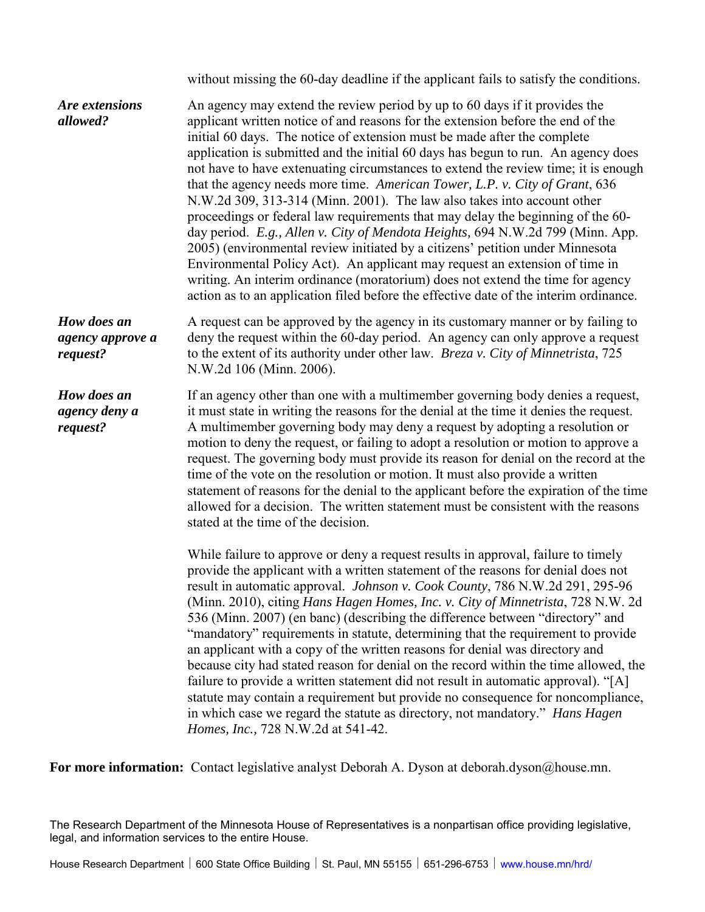without missing the 60-day deadline if the applicant fails to satisfy the conditions.

***Are extensions allowed?***

An agency may extend the review period by up to 60 days if it provides the applicant written notice of and reasons for the extension before the end of the initial 60 days. The notice of extension must be made after the complete application is submitted and the initial 60 days has begun to run. An agency does not have to have extenuating circumstances to extend the review time; it is enough that the agency needs more time. *American Tower, L.P. v. City of Grant*, 636 N.W.2d 309, 313-314 (Minn. 2001). The law also takes into account other proceedings or federal law requirements that may delay the beginning of the 60-day period. *E.g., Allen v. City of Mendota Heights,* 694 N.W.2d 799 (Minn. App. 2005) (environmental review initiated by a citizens' petition under Minnesota Environmental Policy Act). An applicant may request an extension of time in writing. An interim ordinance (moratorium) does not extend the time for agency action as to an application filed before the effective date of the interim ordinance.

***How does an agency approve a request?***

A request can be approved by the agency in its customary manner or by failing to deny the request within the 60-day period. An agency can only approve a request to the extent of its authority under other law. *Breza v. City of Minnetrista*, 725 N.W.2d 106 (Minn. 2006).

***How does an agency deny a request?***

If an agency other than one with a multimember governing body denies a request, it must state in writing the reasons for the denial at the time it denies the request. A multimember governing body may deny a request by adopting a resolution or motion to deny the request, or failing to adopt a resolution or motion to approve a request. The governing body must provide its reason for denial on the record at the time of the vote on the resolution or motion. It must also provide a written statement of reasons for the denial to the applicant before the expiration of the time allowed for a decision. The written statement must be consistent with the reasons stated at the time of the decision.

While failure to approve or deny a request results in approval, failure to timely provide the applicant with a written statement of the reasons for denial does not result in automatic approval. *Johnson v. Cook County*, 786 N.W.2d 291, 295-96 (Minn. 2010), citing *Hans Hagen Homes, Inc. v. City of Minnetrista*, 728 N.W. 2d 536 (Minn. 2007) (en banc) (describing the difference between "directory" and "mandatory" requirements in statute, determining that the requirement to provide an applicant with a copy of the written reasons for denial was directory and because city had stated reason for denial on the record within the time allowed, the failure to provide a written statement did not result in automatic approval). "[A] statute may contain a requirement but provide no consequence for noncompliance, in which case we regard the statute as directory, not mandatory." *Hans Hagen Homes, Inc.,* 728 N.W.2d at 541-42.

**For more information:** Contact legislative analyst Deborah A. Dyson at deborah.dyson@house.mn.

The Research Department of the Minnesota House of Representatives is a nonpartisan office providing legislative, legal, and information services to the entire House.

House Research Department | 600 State Office Building | St. Paul, MN 55155 | 651-296-6753 | www.house.mn/hrd/